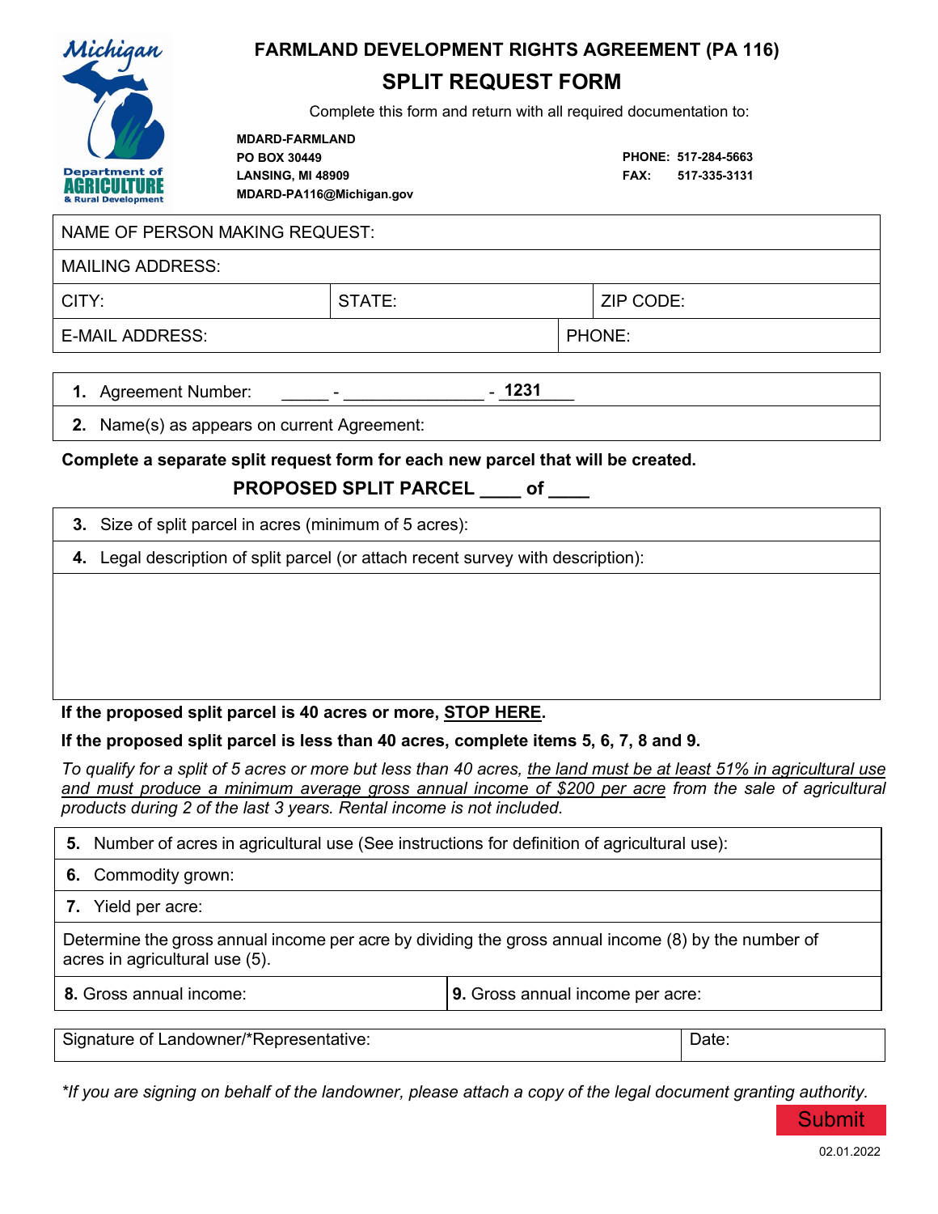Michigan Department of Agriculture & Rural Development

# FARMLAND DEVELOPMENT RIGHTS AGREEMENT (PA 116)

## SPLIT REQUEST FORM

Complete this form and return with all required documentation to:

**MDARD-FARMLAND**
**PO BOX 30449**
**LANSING, MI 48909**
**MDARD-PA116@Michigan.gov**

**PHONE: 517-284-5663**
**FAX: 517-335-3131**

| NAME OF PERSON MAKING REQUEST: | | |
|---|---|---|
| MAILING ADDRESS: | | |
| CITY: | STATE: | ZIP CODE: |
| E-MAIL ADDRESS: | PHONE: | |

**1.** Agreement Number: _____ - _______________ - **1231**____

**2.** Name(s) as appears on current Agreement:

**Complete a separate split request form for each new parcel that will be created.**

**PROPOSED SPLIT PARCEL ____ of ____**

**3.** Size of split parcel in acres (minimum of 5 acres):

**4.** Legal description of split parcel (or attach recent survey with description):

**If the proposed split parcel is 40 acres or more, STOP HERE.**

**If the proposed split parcel is less than 40 acres, complete items 5, 6, 7, 8 and 9.**

*To qualify for a split of 5 acres or more but less than 40 acres, the land must be at least 51% in agricultural use and must produce a minimum average gross annual income of $200 per acre from the sale of agricultural products during 2 of the last 3 years. Rental income is not included.*

**5.** Number of acres in agricultural use (See instructions for definition of agricultural use):

**6.** Commodity grown:

**7.** Yield per acre:

Determine the gross annual income per acre by dividing the gross annual income (8) by the number of acres in agricultural use (5).

| **8.** Gross annual income: | **9.** Gross annual income per acre: |
|---|---|

| Signature of Landowner/*Representative: | Date: |
|---|---|

*\*If you are signing on behalf of the landowner, please attach a copy of the legal document granting authority.*

Submit

02.01.2022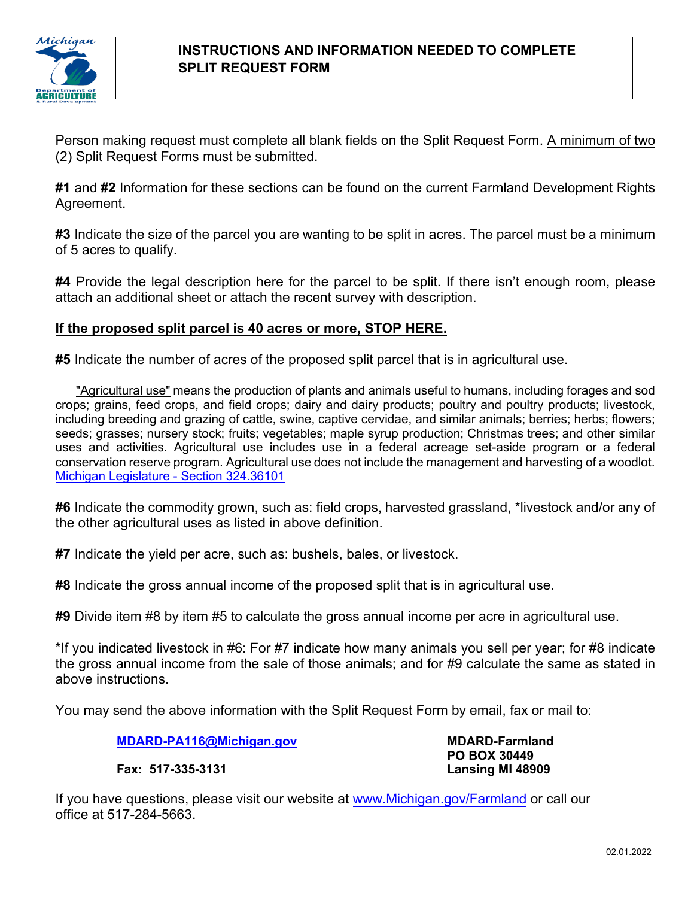# INSTRUCTIONS AND INFORMATION NEEDED TO COMPLETE SPLIT REQUEST FORM

Person making request must complete all blank fields on the Split Request Form. A minimum of two (2) Split Request Forms must be submitted.

**#1** and **#2** Information for these sections can be found on the current Farmland Development Rights Agreement.

**#3** Indicate the size of the parcel you are wanting to be split in acres. The parcel must be a minimum of 5 acres to qualify.

**#4** Provide the legal description here for the parcel to be split. If there isn't enough room, please attach an additional sheet or attach the recent survey with description.

**If the proposed split parcel is 40 acres or more, STOP HERE.**

**#5** Indicate the number of acres of the proposed split parcel that is in agricultural use.

"Agricultural use" means the production of plants and animals useful to humans, including forages and sod crops; grains, feed crops, and field crops; dairy and dairy products; poultry and poultry products; livestock, including breeding and grazing of cattle, swine, captive cervidae, and similar animals; berries; herbs; flowers; seeds; grasses; nursery stock; fruits; vegetables; maple syrup production; Christmas trees; and other similar uses and activities. Agricultural use includes use in a federal acreage set-aside program or a federal conservation reserve program. Agricultural use does not include the management and harvesting of a woodlot. Michigan Legislature - Section 324.36101

**#6** Indicate the commodity grown, such as: field crops, harvested grassland, *livestock and/or any of the other agricultural uses as listed in above definition.

**#7** Indicate the yield per acre, such as: bushels, bales, or livestock.

**#8** Indicate the gross annual income of the proposed split that is in agricultural use.

**#9** Divide item #8 by item #5 to calculate the gross annual income per acre in agricultural use.

*If you indicated livestock in #6: For #7 indicate how many animals you sell per year; for #8 indicate the gross annual income from the sale of those animals; and for #9 calculate the same as stated in above instructions.

You may send the above information with the Split Request Form by email, fax or mail to:

**MDARD-PA116@Michigan.gov**

**Fax: 517-335-3131**

**MDARD-Farmland**
**PO BOX 30449**
**Lansing MI 48909**

If you have questions, please visit our website at www.Michigan.gov/Farmland or call our office at 517-284-5663.

02.01.2022